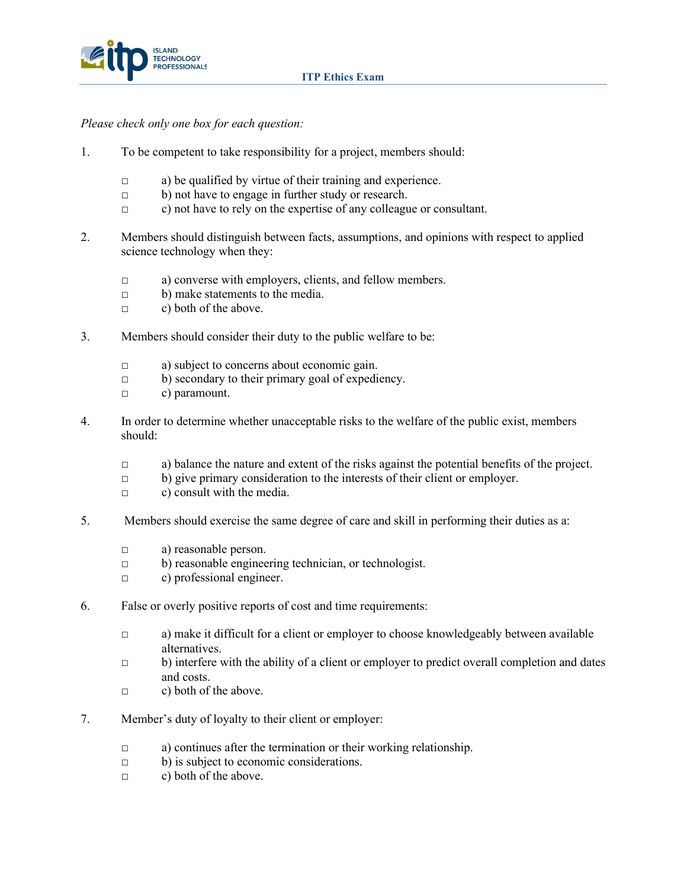# ITP Ethics Exam

*Please check only one box for each question:*

1. To be competent to take responsibility for a project, members should:

   □ a) be qualified by virtue of their training and experience.
   □ b) not have to engage in further study or research.
   □ c) not have to rely on the expertise of any colleague or consultant.

2. Members should distinguish between facts, assumptions, and opinions with respect to applied science technology when they:

   □ a) converse with employers, clients, and fellow members.
   □ b) make statements to the media.
   □ c) both of the above.

3. Members should consider their duty to the public welfare to be:

   □ a) subject to concerns about economic gain.
   □ b) secondary to their primary goal of expediency.
   □ c) paramount.

4. In order to determine whether unacceptable risks to the welfare of the public exist, members should:

   □ a) balance the nature and extent of the risks against the potential benefits of the project.
   □ b) give primary consideration to the interests of their client or employer.
   □ c) consult with the media.

5. Members should exercise the same degree of care and skill in performing their duties as a:

   □ a) reasonable person.
   □ b) reasonable engineering technician, or technologist.
   □ c) professional engineer.

6. False or overly positive reports of cost and time requirements:

   □ a) make it difficult for a client or employer to choose knowledgeably between available alternatives.
   □ b) interfere with the ability of a client or employer to predict overall completion and dates and costs.
   □ c) both of the above.

7. Member's duty of loyalty to their client or employer:

   □ a) continues after the termination or their working relationship.
   □ b) is subject to economic considerations.
   □ c) both of the above.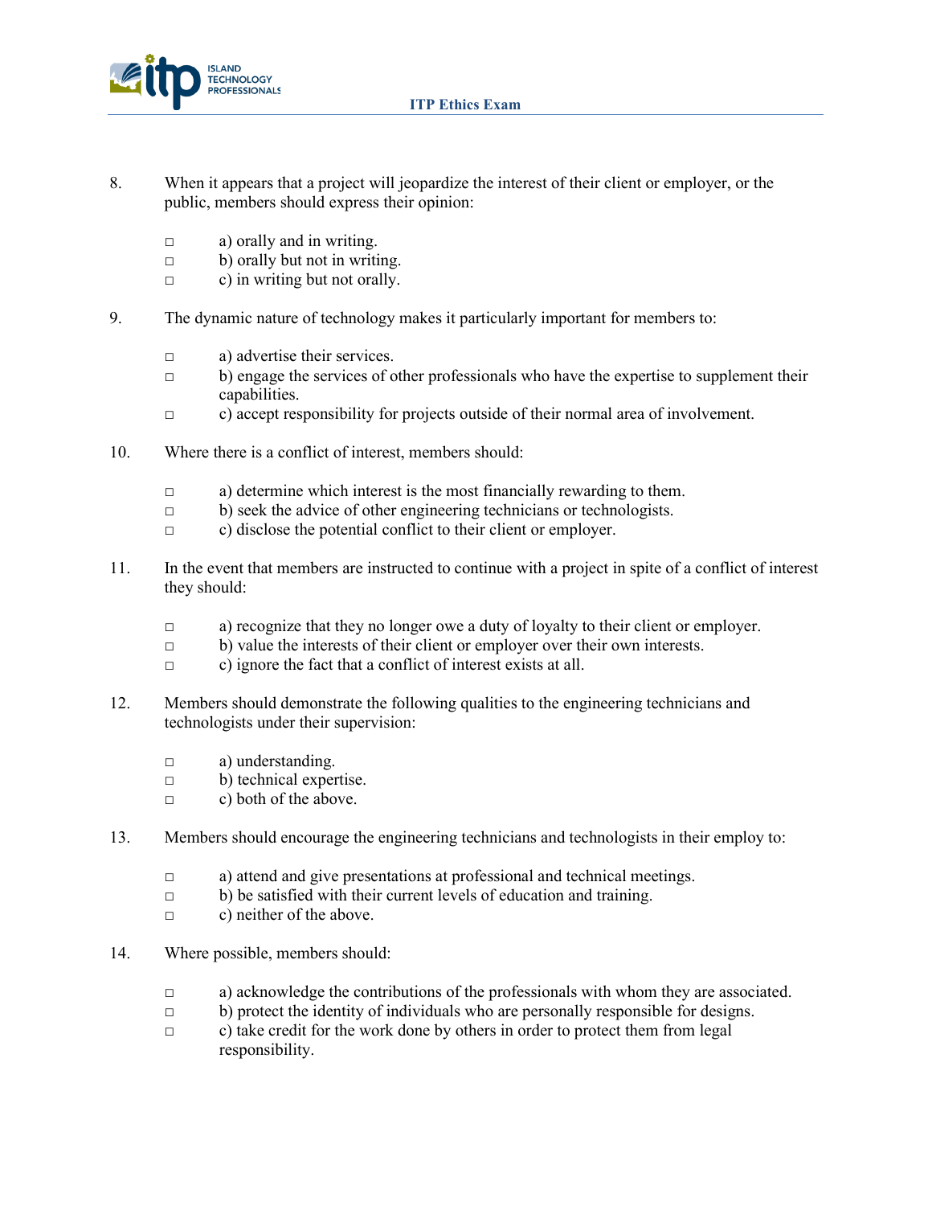8. When it appears that a project will jeopardize the interest of their client or employer, or the public, members should express their opinion:

   - □ a) orally and in writing.
   - □ b) orally but not in writing.
   - □ c) in writing but not orally.

9. The dynamic nature of technology makes it particularly important for members to:

   - □ a) advertise their services.
   - □ b) engage the services of other professionals who have the expertise to supplement their capabilities.
   - □ c) accept responsibility for projects outside of their normal area of involvement.

10. Where there is a conflict of interest, members should:

    - □ a) determine which interest is the most financially rewarding to them.
    - □ b) seek the advice of other engineering technicians or technologists.
    - □ c) disclose the potential conflict to their client or employer.

11. In the event that members are instructed to continue with a project in spite of a conflict of interest they should:

    - □ a) recognize that they no longer owe a duty of loyalty to their client or employer.
    - □ b) value the interests of their client or employer over their own interests.
    - □ c) ignore the fact that a conflict of interest exists at all.

12. Members should demonstrate the following qualities to the engineering technicians and technologists under their supervision:

    - □ a) understanding.
    - □ b) technical expertise.
    - □ c) both of the above.

13. Members should encourage the engineering technicians and technologists in their employ to:

    - □ a) attend and give presentations at professional and technical meetings.
    - □ b) be satisfied with their current levels of education and training.
    - □ c) neither of the above.

14. Where possible, members should:

    - □ a) acknowledge the contributions of the professionals with whom they are associated.
    - □ b) protect the identity of individuals who are personally responsible for designs.
    - □ c) take credit for the work done by others in order to protect them from legal responsibility.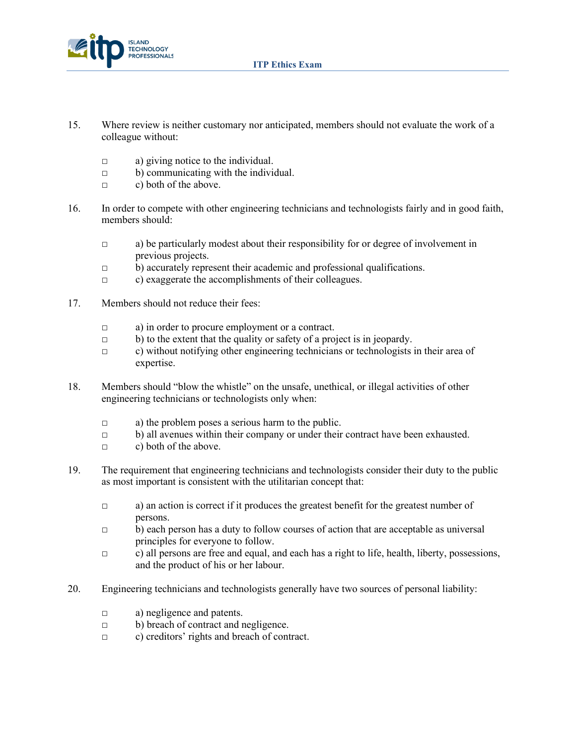15. Where review is neither customary nor anticipated, members should not evaluate the work of a colleague without:

    □ a) giving notice to the individual.
    □ b) communicating with the individual.
    □ c) both of the above.

16. In order to compete with other engineering technicians and technologists fairly and in good faith, members should:

    □ a) be particularly modest about their responsibility for or degree of involvement in previous projects.
    □ b) accurately represent their academic and professional qualifications.
    □ c) exaggerate the accomplishments of their colleagues.

17. Members should not reduce their fees:

    □ a) in order to procure employment or a contract.
    □ b) to the extent that the quality or safety of a project is in jeopardy.
    □ c) without notifying other engineering technicians or technologists in their area of expertise.

18. Members should "blow the whistle" on the unsafe, unethical, or illegal activities of other engineering technicians or technologists only when:

    □ a) the problem poses a serious harm to the public.
    □ b) all avenues within their company or under their contract have been exhausted.
    □ c) both of the above.

19. The requirement that engineering technicians and technologists consider their duty to the public as most important is consistent with the utilitarian concept that:

    □ a) an action is correct if it produces the greatest benefit for the greatest number of persons.
    □ b) each person has a duty to follow courses of action that are acceptable as universal principles for everyone to follow.
    □ c) all persons are free and equal, and each has a right to life, health, liberty, possessions, and the product of his or her labour.

20. Engineering technicians and technologists generally have two sources of personal liability:

    □ a) negligence and patents.
    □ b) breach of contract and negligence.
    □ c) creditors' rights and breach of contract.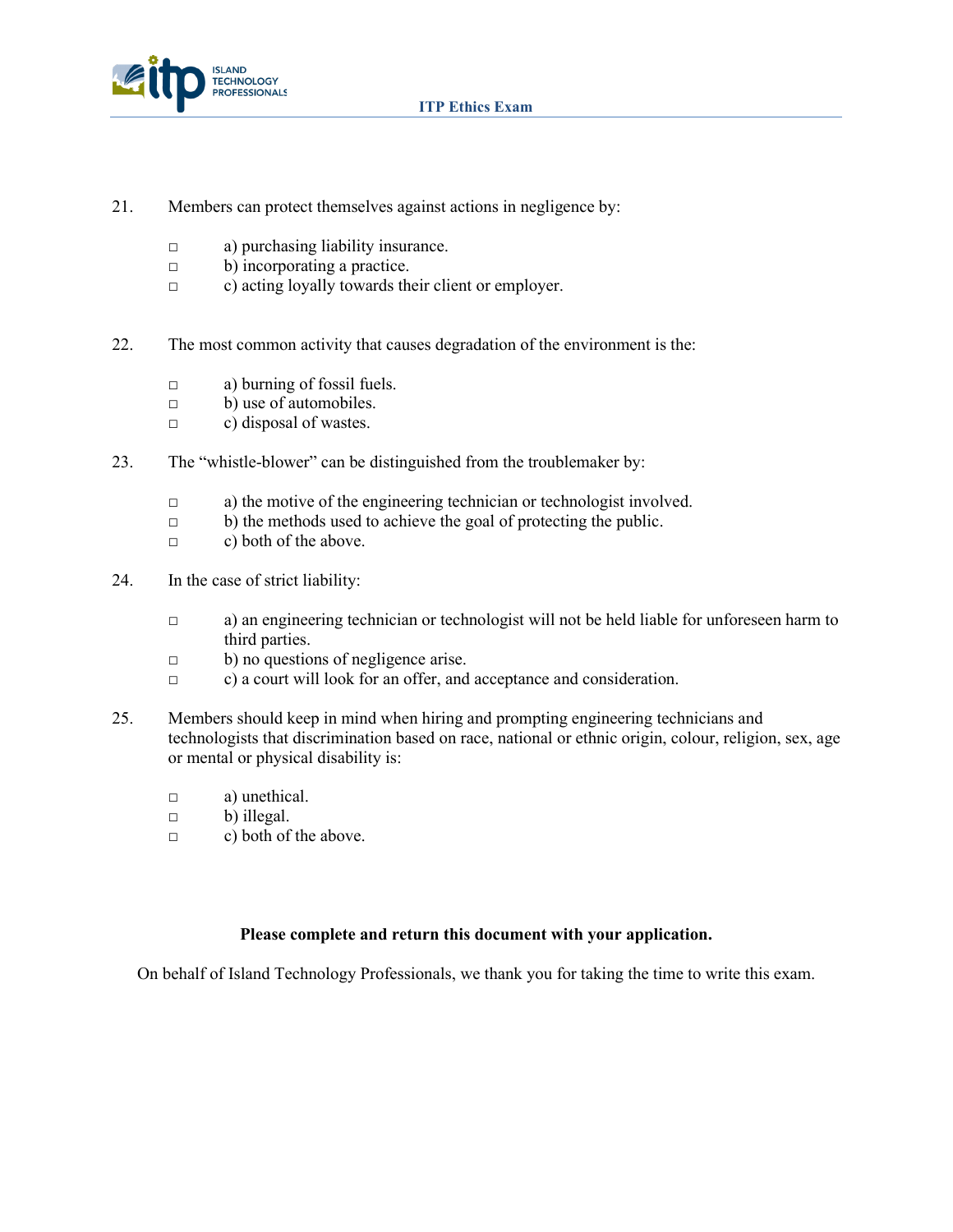21. Members can protect themselves against actions in negligence by:

    □ a) purchasing liability insurance.
    □ b) incorporating a practice.
    □ c) acting loyally towards their client or employer.

22. The most common activity that causes degradation of the environment is the:

    □ a) burning of fossil fuels.
    □ b) use of automobiles.
    □ c) disposal of wastes.

23. The "whistle-blower" can be distinguished from the troublemaker by:

    □ a) the motive of the engineering technician or technologist involved.
    □ b) the methods used to achieve the goal of protecting the public.
    □ c) both of the above.

24. In the case of strict liability:

    □ a) an engineering technician or technologist will not be held liable for unforeseen harm to third parties.
    □ b) no questions of negligence arise.
    □ c) a court will look for an offer, and acceptance and consideration.

25. Members should keep in mind when hiring and prompting engineering technicians and technologists that discrimination based on race, national or ethnic origin, colour, religion, sex, age or mental or physical disability is:

    □ a) unethical.
    □ b) illegal.
    □ c) both of the above.

**Please complete and return this document with your application.**

On behalf of Island Technology Professionals, we thank you for taking the time to write this exam.